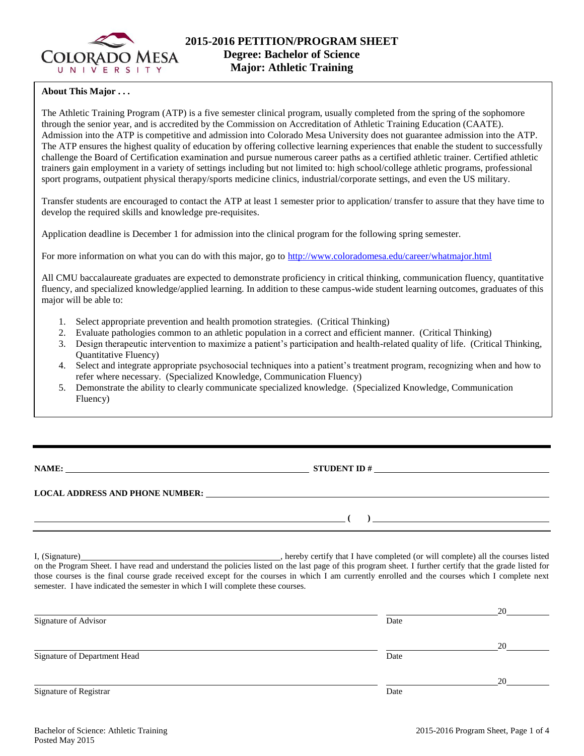# 2015-2016 PETITION/PROGRAM SHEET
## Degree: Bachelor of Science
## Major: Athletic Training

**About This Major . . .**

The Athletic Training Program (ATP) is a five semester clinical program, usually completed from the spring of the sophomore through the senior year, and is accredited by the Commission on Accreditation of Athletic Training Education (CAATE). Admission into the ATP is competitive and admission into Colorado Mesa University does not guarantee admission into the ATP. The ATP ensures the highest quality of education by offering collective learning experiences that enable the student to successfully challenge the Board of Certification examination and pursue numerous career paths as a certified athletic trainer. Certified athletic trainers gain employment in a variety of settings including but not limited to: high school/college athletic programs, professional sport programs, outpatient physical therapy/sports medicine clinics, industrial/corporate settings, and even the US military.

Transfer students are encouraged to contact the ATP at least 1 semester prior to application/ transfer to assure that they have time to develop the required skills and knowledge pre-requisites.

Application deadline is December 1 for admission into the clinical program for the following spring semester.

For more information on what you can do with this major, go to http://www.coloradomesa.edu/career/whatmajor.html

All CMU baccalaureate graduates are expected to demonstrate proficiency in critical thinking, communication fluency, quantitative fluency, and specialized knowledge/applied learning. In addition to these campus-wide student learning outcomes, graduates of this major will be able to:

1. Select appropriate prevention and health promotion strategies. (Critical Thinking)
2. Evaluate pathologies common to an athletic population in a correct and efficient manner. (Critical Thinking)
3. Design therapeutic intervention to maximize a patient's participation and health-related quality of life. (Critical Thinking, Quantitative Fluency)
4. Select and integrate appropriate psychosocial techniques into a patient's treatment program, recognizing when and how to refer where necessary. (Specialized Knowledge, Communication Fluency)
5. Demonstrate the ability to clearly communicate specialized knowledge. (Specialized Knowledge, Communication Fluency)

---

**NAME:** ______________________________ **STUDENT ID #** ______________________________

**LOCAL ADDRESS AND PHONE NUMBER:** ______________________________

______________________________ **( )** ______________________________

I, (Signature)______________________________, hereby certify that I have completed (or will complete) all the courses listed on the Program Sheet. I have read and understand the policies listed on the last page of this program sheet. I further certify that the grade listed for those courses is the final course grade received except for the courses in which I am currently enrolled and the courses which I complete next semester. I have indicated the semester in which I will complete these courses.

______________________________ Signature of Advisor ______________ Date 20____

______________________________ Signature of Department Head ______________ Date 20____

______________________________ Signature of Registrar ______________ Date 20____

Bachelor of Science: Athletic Training
Posted May 2015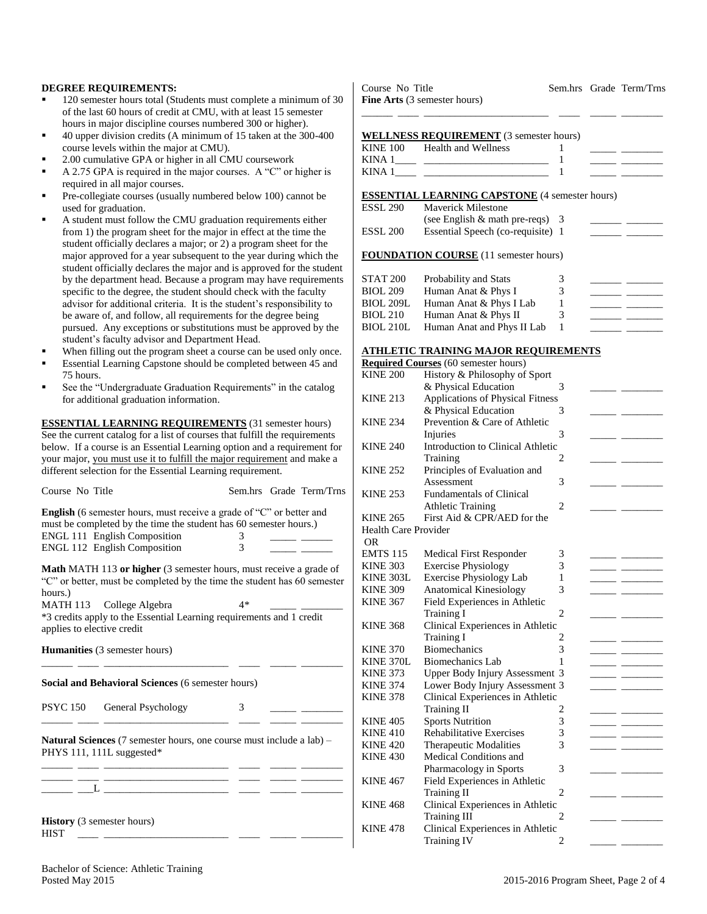**DEGREE REQUIREMENTS:**

- 120 semester hours total (Students must complete a minimum of 30 of the last 60 hours of credit at CMU, with at least 15 semester hours in major discipline courses numbered 300 or higher).
- 40 upper division credits (A minimum of 15 taken at the 300-400 course levels within the major at CMU).
- 2.00 cumulative GPA or higher in all CMU coursework
- A 2.75 GPA is required in the major courses. A "C" or higher is required in all major courses.
- Pre-collegiate courses (usually numbered below 100) cannot be used for graduation.
- A student must follow the CMU graduation requirements either from 1) the program sheet for the major in effect at the time the student officially declares a major; or 2) a program sheet for the major approved for a year subsequent to the year during which the student officially declares the major and is approved for the student by the department head. Because a program may have requirements specific to the degree, the student should check with the faculty advisor for additional criteria. It is the student's responsibility to be aware of, and follow, all requirements for the degree being pursued. Any exceptions or substitutions must be approved by the student's faculty advisor and Department Head.
- When filling out the program sheet a course can be used only once.
- Essential Learning Capstone should be completed between 45 and 75 hours.
- See the "Undergraduate Graduation Requirements" in the catalog for additional graduation information.

**ESSENTIAL LEARNING REQUIREMENTS** (31 semester hours)
See the current catalog for a list of courses that fulfill the requirements below. If a course is an Essential Learning option and a requirement for your major, you must use it to fulfill the major requirement and make a different selection for the Essential Learning requirement.

| Course No | Title | Sem.hrs | Grade | Term/Trns |
|---|---|---|---|---|
| **English** (6 semester hours, must receive a grade of "C" or better and must be completed by the time the student has 60 semester hours.) | | | | |
| ENGL 111 | English Composition | 3 | | |
| ENGL 112 | English Composition | 3 | | |
| **Math** MATH 113 **or higher** (3 semester hours, must receive a grade of "C" or better, must be completed by the time the student has 60 semester hours.) | | | | |
| MATH 113 | College Algebra | 4* | | |
| *3 credits apply to the Essential Learning requirements and 1 credit applies to elective credit | | | | |
| **Humanities** (3 semester hours) | | | | |
| | | | | |
| **Social and Behavioral Sciences** (6 semester hours) | | | | |
| PSYC 150 | General Psychology | 3 | | |
| | | | | |
| **Natural Sciences** (7 semester hours, one course must include a lab) – PHYS 111, 111L suggested* | | | | |
| | | | | |
| | | | | |
| ___L | | | | |
| **History** (3 semester hours) | | | | |
| HIST ____ | | | | |
| **Fine Arts** (3 semester hours) | | | | |
| | | | | |

**WELLNESS REQUIREMENT** (3 semester hours)

| Course No | Title | Sem.hrs | Grade | Term/Trns |
|---|---|---|---|---|
| KINE 100 | Health and Wellness | 1 | | |
| KINA 1____ | | 1 | | |
| KINA 1____ | | 1 | | |

**ESSENTIAL LEARNING CAPSTONE** (4 semester hours)

| Course No | Title | Sem.hrs | Grade | Term/Trns |
|---|---|---|---|---|
| ESSL 290 | Maverick Milestone (see English & math pre-reqs) | 3 | | |
| ESSL 200 | Essential Speech (co-requisite) | 1 | | |

**FOUNDATION COURSE** (11 semester hours)

| Course No | Title | Sem.hrs | Grade | Term/Trns |
|---|---|---|---|---|
| STAT 200 | Probability and Stats | 3 | | |
| BIOL 209 | Human Anat & Phys I | 3 | | |
| BIOL 209L | Human Anat & Phys I Lab | 1 | | |
| BIOL 210 | Human Anat & Phys II | 3 | | |
| BIOL 210L | Human Anat and Phys II Lab | 1 | | |

**ATHLETIC TRAINING MAJOR REQUIREMENTS**

**Required Courses** (60 semester hours)

| Course No | Title | Sem.hrs | Grade | Term/Trns |
|---|---|---|---|---|
| KINE 200 | History & Philosophy of Sport & Physical Education | 3 | | |
| KINE 213 | Applications of Physical Fitness & Physical Education | 3 | | |
| KINE 234 | Prevention & Care of Athletic Injuries | 3 | | |
| KINE 240 | Introduction to Clinical Athletic Training | 2 | | |
| KINE 252 | Principles of Evaluation and Assessment | 3 | | |
| KINE 253 | Fundamentals of Clinical Athletic Training | 2 | | |
| KINE 265 | First Aid & CPR/AED for the Health Care Provider | | | |
| OR | | | | |
| EMTS 115 | Medical First Responder | 3 | | |
| KINE 303 | Exercise Physiology | 3 | | |
| KINE 303L | Exercise Physiology Lab | 1 | | |
| KINE 309 | Anatomical Kinesiology | 3 | | |
| KINE 367 | Field Experiences in Athletic Training I | 2 | | |
| KINE 368 | Clinical Experiences in Athletic Training I | 2 | | |
| KINE 370 | Biomechanics | 3 | | |
| KINE 370L | Biomechanics Lab | 1 | | |
| KINE 373 | Upper Body Injury Assessment | 3 | | |
| KINE 374 | Lower Body Injury Assessment | 3 | | |
| KINE 378 | Clinical Experiences in Athletic Training II | 2 | | |
| KINE 405 | Sports Nutrition | 3 | | |
| KINE 410 | Rehabilitative Exercises | 3 | | |
| KINE 420 | Therapeutic Modalities | 3 | | |
| KINE 430 | Medical Conditions and Pharmacology in Sports | 3 | | |
| KINE 467 | Field Experiences in Athletic Training II | 2 | | |
| KINE 468 | Clinical Experiences in Athletic Training III | 2 | | |
| KINE 478 | Clinical Experiences in Athletic Training IV | 2 | | |

Bachelor of Science: Athletic Training
Posted May 2015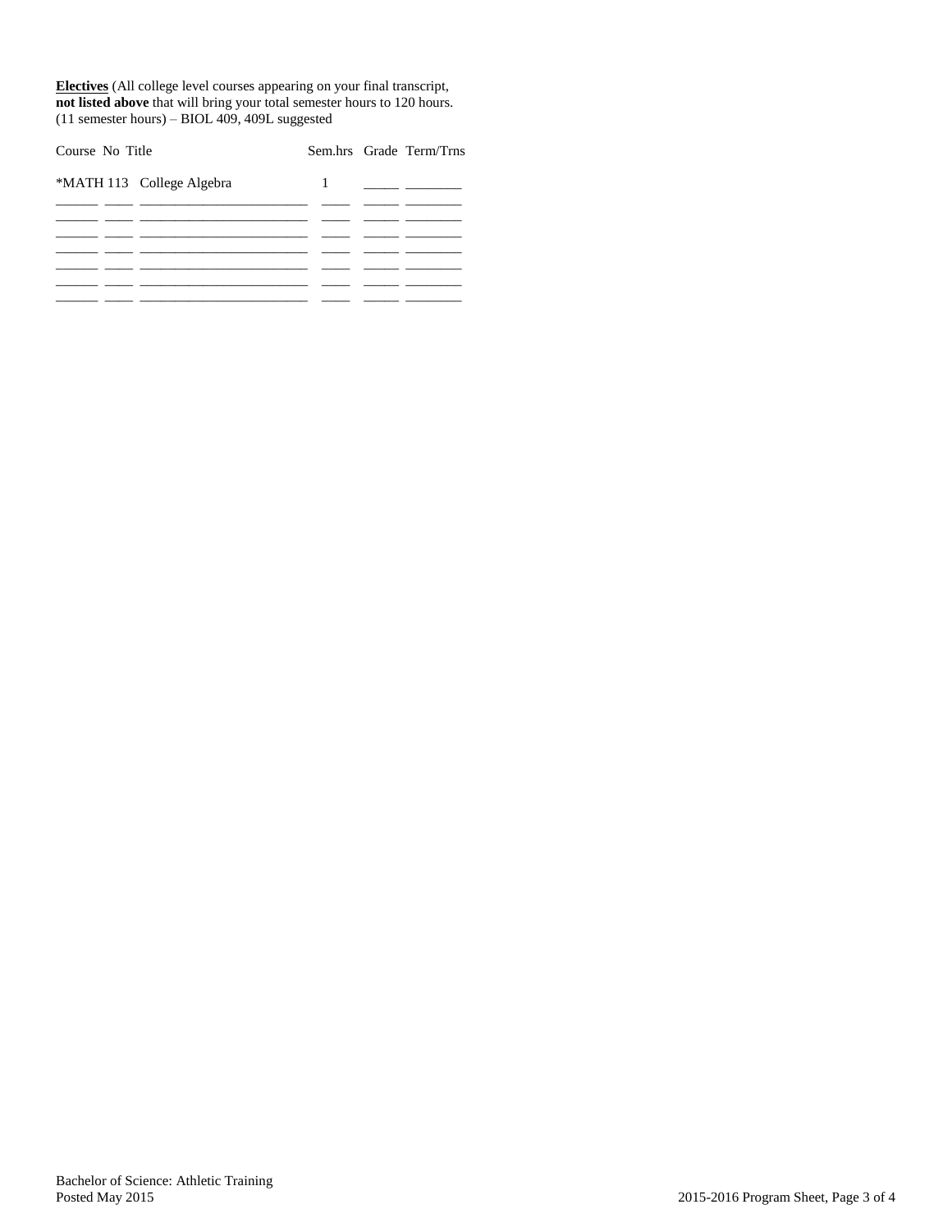**Electives** (All college level courses appearing on your final transcript, **not listed above** that will bring your total semester hours to 120 hours. (11 semester hours) – BIOL 409, 409L suggested

| Course No | Title | Sem.hrs | Grade | Term/Trns |
|---|---|---|---|---|
| *MATH 113 | College Algebra | 1 | | |
| | | | | |
| | | | | |
| | | | | |
| | | | | |
| | | | | |
| | | | | |
| | | | | |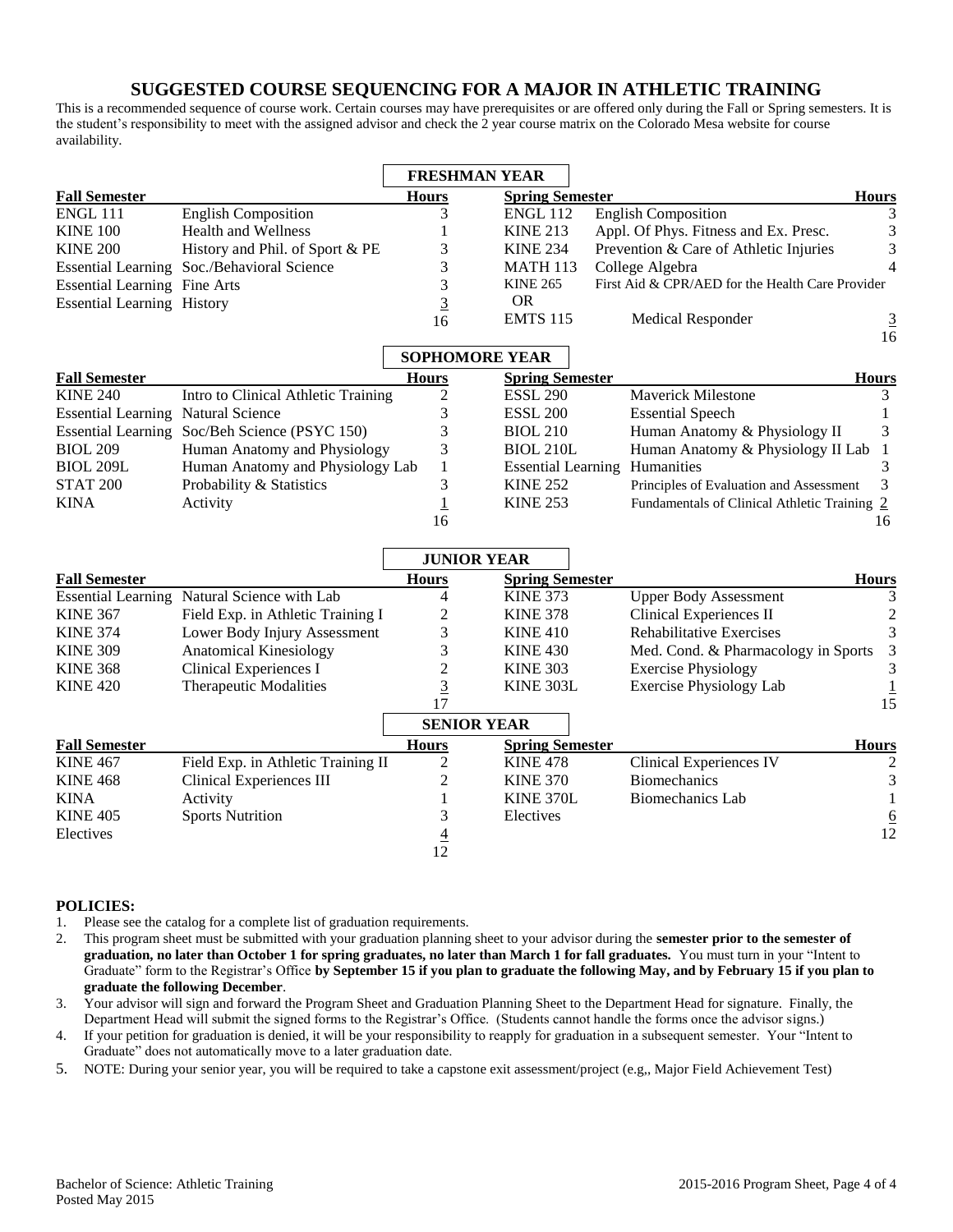# SUGGESTED COURSE SEQUENCING FOR A MAJOR IN ATHLETIC TRAINING

This is a recommended sequence of course work. Certain courses may have prerequisites or are offered only during the Fall or Spring semesters. It is the student's responsibility to meet with the assigned advisor and check the 2 year course matrix on the Colorado Mesa website for course availability.

## FRESHMAN YEAR

| Fall Semester | | Hours | Spring Semester | | Hours |
|---|---|---|---|---|---|
| ENGL 111 | English Composition | 3 | ENGL 112 | English Composition | 3 |
| KINE 100 | Health and Wellness | 1 | KINE 213 | Appl. Of Phys. Fitness and Ex. Presc. | 3 |
| KINE 200 | History and Phil. of Sport & PE | 3 | KINE 234 | Prevention & Care of Athletic Injuries | 3 |
| Essential Learning | Soc./Behavioral Science | 3 | MATH 113 | College Algebra | 4 |
| Essential Learning | Fine Arts | 3 | KINE 265 | First Aid & CPR/AED for the Health Care Provider | |
| Essential Learning | History | 3 | OR | | |
| | | 16 | EMTS 115 | Medical Responder | 3 |
| | | | | | 16 |

## SOPHOMORE YEAR

| Fall Semester | | Hours | Spring Semester | | Hours |
|---|---|---|---|---|---|
| KINE 240 | Intro to Clinical Athletic Training | 2 | ESSL 290 | Maverick Milestone | 3 |
| Essential Learning | Natural Science | 3 | ESSL 200 | Essential Speech | 1 |
| Essential Learning | Soc/Beh Science (PSYC 150) | 3 | BIOL 210 | Human Anatomy & Physiology II | 3 |
| BIOL 209 | Human Anatomy and Physiology | 3 | BIOL 210L | Human Anatomy & Physiology II Lab | 1 |
| BIOL 209L | Human Anatomy and Physiology Lab | 1 | Essential Learning | Humanities | 3 |
| STAT 200 | Probability & Statistics | 3 | KINE 252 | Principles of Evaluation and Assessment | 3 |
| KINA | Activity | 1 | KINE 253 | Fundamentals of Clinical Athletic Training | 2 |
| | | 16 | | | 16 |

## JUNIOR YEAR

| Fall Semester | | Hours | Spring Semester | | Hours |
|---|---|---|---|---|---|
| Essential Learning | Natural Science with Lab | 4 | KINE 373 | Upper Body Assessment | 3 |
| KINE 367 | Field Exp. in Athletic Training I | 2 | KINE 378 | Clinical Experiences II | 2 |
| KINE 374 | Lower Body Injury Assessment | 3 | KINE 410 | Rehabilitative Exercises | 3 |
| KINE 309 | Anatomical Kinesiology | 3 | KINE 430 | Med. Cond. & Pharmacology in Sports | 3 |
| KINE 368 | Clinical Experiences I | 2 | KINE 303 | Exercise Physiology | 3 |
| KINE 420 | Therapeutic Modalities | 3 | KINE 303L | Exercise Physiology Lab | 1 |
| | | 17 | | | 15 |

## SENIOR YEAR

| Fall Semester | | Hours | Spring Semester | | Hours |
|---|---|---|---|---|---|
| KINE 467 | Field Exp. in Athletic Training II | 2 | KINE 478 | Clinical Experiences IV | 2 |
| KINE 468 | Clinical Experiences III | 2 | KINE 370 | Biomechanics | 3 |
| KINA | Activity | 1 | KINE 370L | Biomechanics Lab | 1 |
| KINE 405 | Sports Nutrition | 3 | Electives | | 6 |
| Electives | | 4 | | | 12 |
| | | 12 | | | |

**POLICIES:**

1. Please see the catalog for a complete list of graduation requirements.
2. This program sheet must be submitted with your graduation planning sheet to your advisor during the **semester prior to the semester of graduation, no later than October 1 for spring graduates, no later than March 1 for fall graduates.** You must turn in your "Intent to Graduate" form to the Registrar's Office **by September 15 if you plan to graduate the following May, and by February 15 if you plan to graduate the following December**.
3. Your advisor will sign and forward the Program Sheet and Graduation Planning Sheet to the Department Head for signature. Finally, the Department Head will submit the signed forms to the Registrar's Office. (Students cannot handle the forms once the advisor signs.)
4. If your petition for graduation is denied, it will be your responsibility to reapply for graduation in a subsequent semester. Your "Intent to Graduate" does not automatically move to a later graduation date.
5. NOTE: During your senior year, you will be required to take a capstone exit assessment/project (e.g,, Major Field Achievement Test)

Bachelor of Science: Athletic Training
Posted May 2015